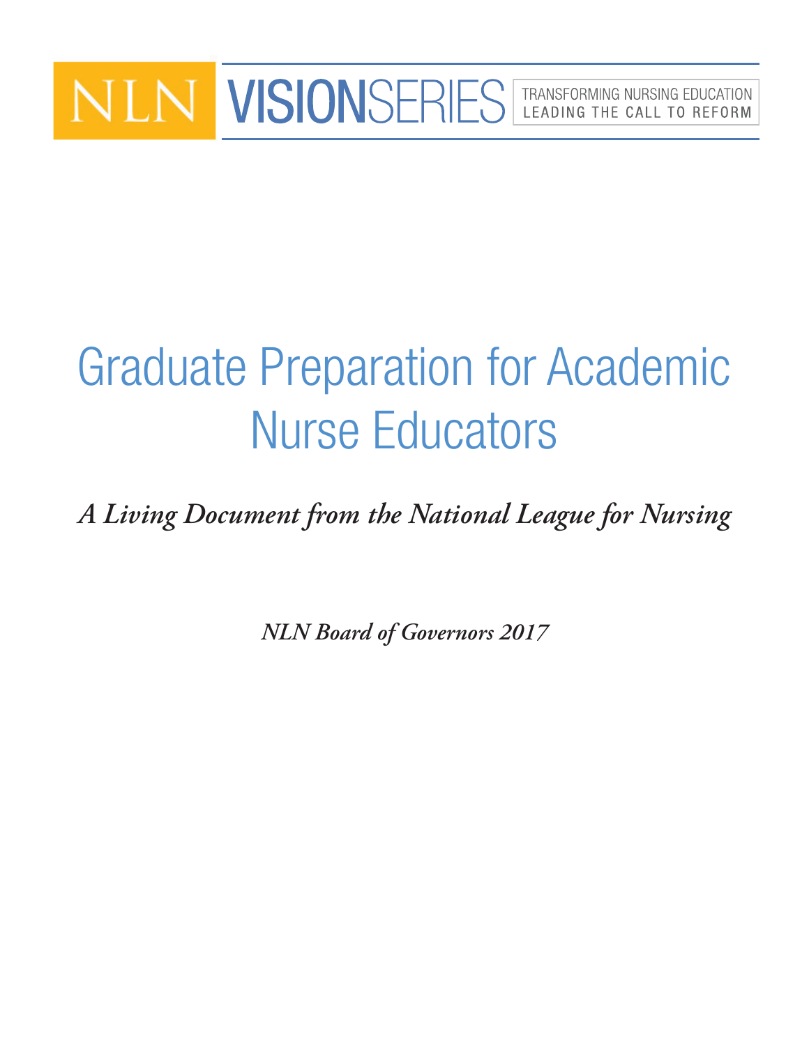NLN VISIONSERIES

TRANSFORMING NURSING EDUCATION
LEADING THE CALL TO REFORM

# Graduate Preparation for Academic Nurse Educators

***A Living Document from the National League for Nursing***

***NLN Board of Governors 2017***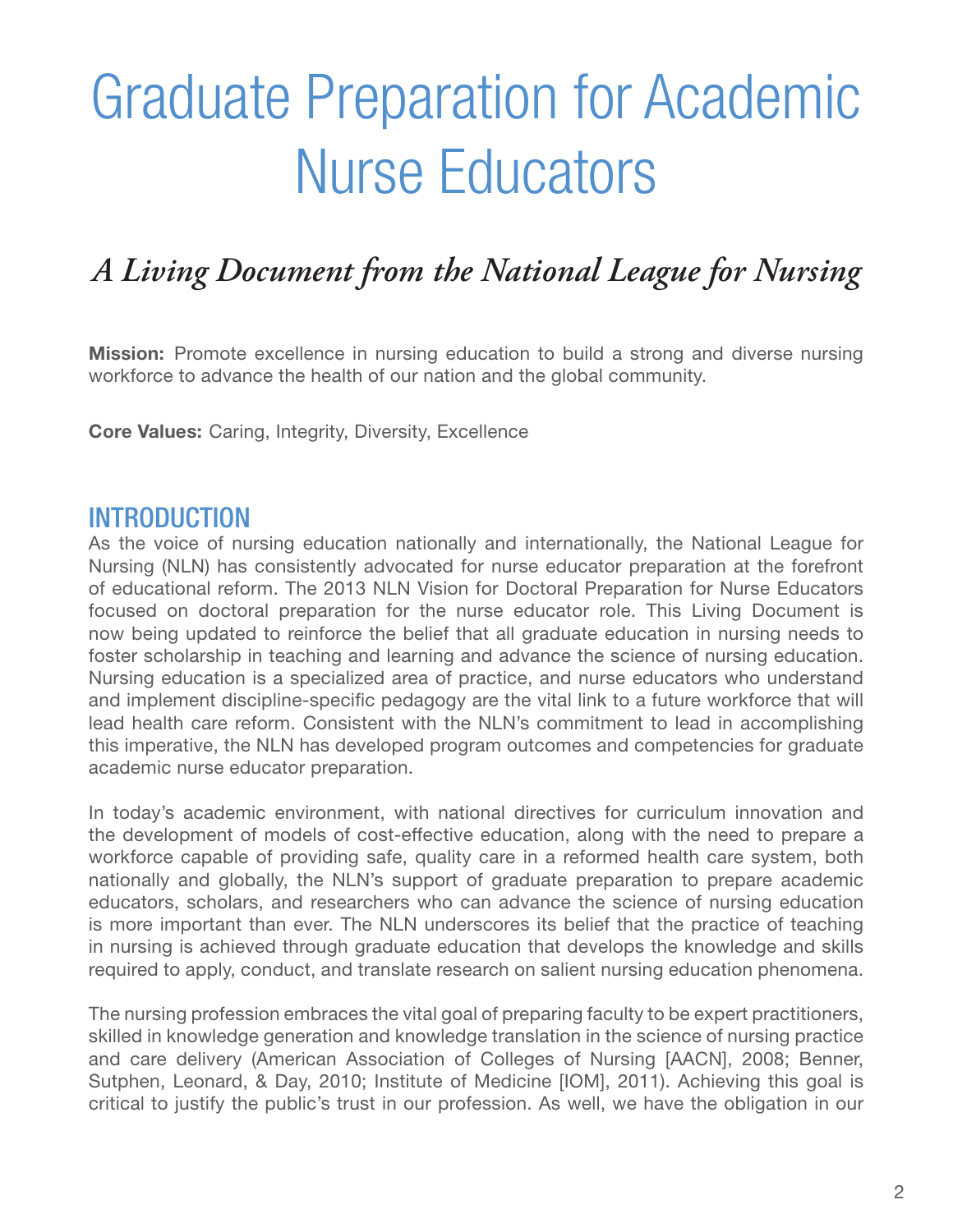# Graduate Preparation for Academic Nurse Educators

## *A Living Document from the National League for Nursing*

**Mission:** Promote excellence in nursing education to build a strong and diverse nursing workforce to advance the health of our nation and the global community.

**Core Values:** Caring, Integrity, Diversity, Excellence

## INTRODUCTION

As the voice of nursing education nationally and internationally, the National League for Nursing (NLN) has consistently advocated for nurse educator preparation at the forefront of educational reform. The 2013 NLN Vision for Doctoral Preparation for Nurse Educators focused on doctoral preparation for the nurse educator role. This Living Document is now being updated to reinforce the belief that all graduate education in nursing needs to foster scholarship in teaching and learning and advance the science of nursing education. Nursing education is a specialized area of practice, and nurse educators who understand and implement discipline-specific pedagogy are the vital link to a future workforce that will lead health care reform. Consistent with the NLN's commitment to lead in accomplishing this imperative, the NLN has developed program outcomes and competencies for graduate academic nurse educator preparation.

In today's academic environment, with national directives for curriculum innovation and the development of models of cost-effective education, along with the need to prepare a workforce capable of providing safe, quality care in a reformed health care system, both nationally and globally, the NLN's support of graduate preparation to prepare academic educators, scholars, and researchers who can advance the science of nursing education is more important than ever. The NLN underscores its belief that the practice of teaching in nursing is achieved through graduate education that develops the knowledge and skills required to apply, conduct, and translate research on salient nursing education phenomena.

The nursing profession embraces the vital goal of preparing faculty to be expert practitioners, skilled in knowledge generation and knowledge translation in the science of nursing practice and care delivery (American Association of Colleges of Nursing [AACN], 2008; Benner, Sutphen, Leonard, & Day, 2010; Institute of Medicine [IOM], 2011). Achieving this goal is critical to justify the public's trust in our profession. As well, we have the obligation in our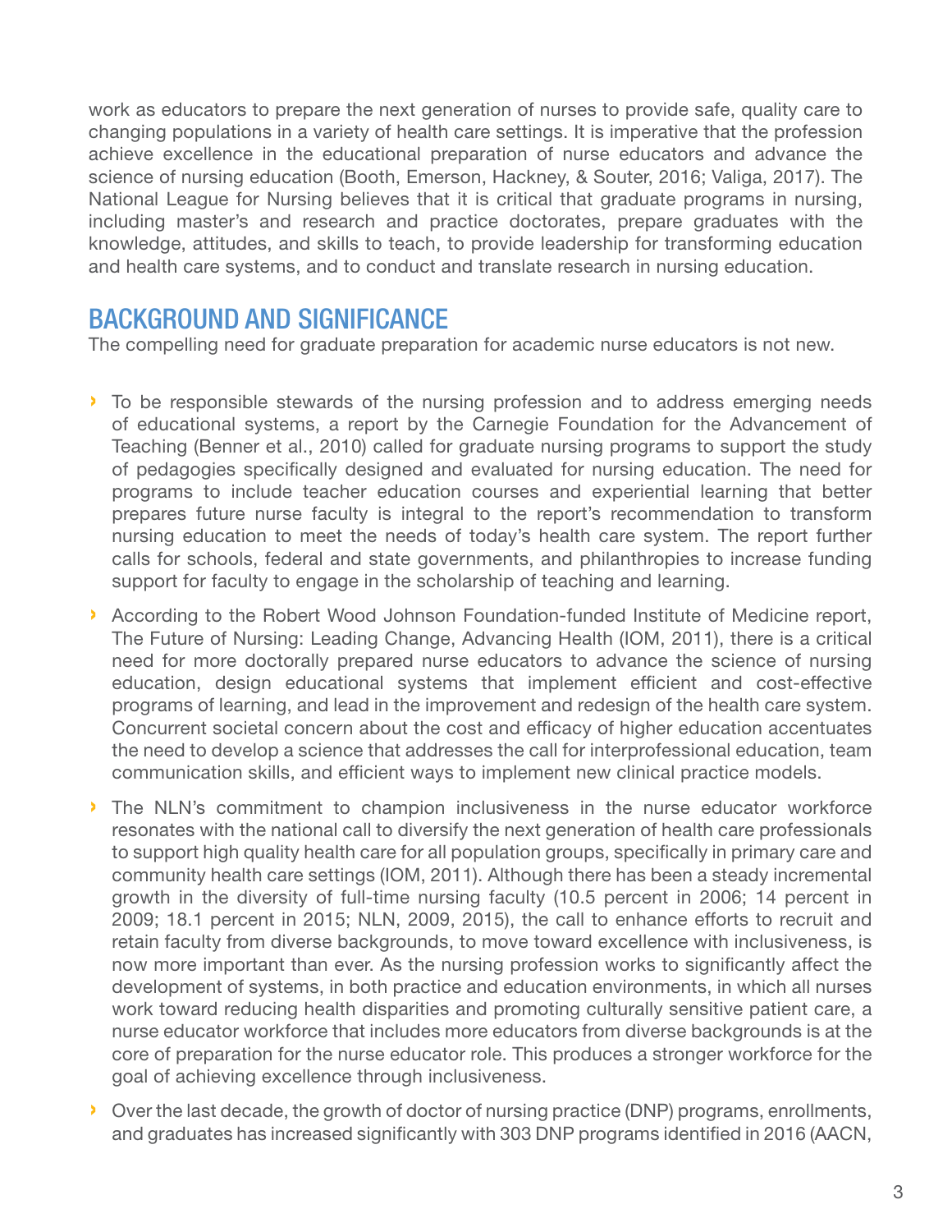work as educators to prepare the next generation of nurses to provide safe, quality care to changing populations in a variety of health care settings. It is imperative that the profession achieve excellence in the educational preparation of nurse educators and advance the science of nursing education (Booth, Emerson, Hackney, & Souter, 2016; Valiga, 2017). The National League for Nursing believes that it is critical that graduate programs in nursing, including master's and research and practice doctorates, prepare graduates with the knowledge, attitudes, and skills to teach, to provide leadership for transforming education and health care systems, and to conduct and translate research in nursing education.

## BACKGROUND AND SIGNIFICANCE

The compelling need for graduate preparation for academic nurse educators is not new.

- To be responsible stewards of the nursing profession and to address emerging needs of educational systems, a report by the Carnegie Foundation for the Advancement of Teaching (Benner et al., 2010) called for graduate nursing programs to support the study of pedagogies specifically designed and evaluated for nursing education. The need for programs to include teacher education courses and experiential learning that better prepares future nurse faculty is integral to the report's recommendation to transform nursing education to meet the needs of today's health care system. The report further calls for schools, federal and state governments, and philanthropies to increase funding support for faculty to engage in the scholarship of teaching and learning.
- According to the Robert Wood Johnson Foundation-funded Institute of Medicine report, The Future of Nursing: Leading Change, Advancing Health (IOM, 2011), there is a critical need for more doctorally prepared nurse educators to advance the science of nursing education, design educational systems that implement efficient and cost-effective programs of learning, and lead in the improvement and redesign of the health care system. Concurrent societal concern about the cost and efficacy of higher education accentuates the need to develop a science that addresses the call for interprofessional education, team communication skills, and efficient ways to implement new clinical practice models.
- The NLN's commitment to champion inclusiveness in the nurse educator workforce resonates with the national call to diversify the next generation of health care professionals to support high quality health care for all population groups, specifically in primary care and community health care settings (IOM, 2011). Although there has been a steady incremental growth in the diversity of full-time nursing faculty (10.5 percent in 2006; 14 percent in 2009; 18.1 percent in 2015; NLN, 2009, 2015), the call to enhance efforts to recruit and retain faculty from diverse backgrounds, to move toward excellence with inclusiveness, is now more important than ever. As the nursing profession works to significantly affect the development of systems, in both practice and education environments, in which all nurses work toward reducing health disparities and promoting culturally sensitive patient care, a nurse educator workforce that includes more educators from diverse backgrounds is at the core of preparation for the nurse educator role. This produces a stronger workforce for the goal of achieving excellence through inclusiveness.
- Over the last decade, the growth of doctor of nursing practice (DNP) programs, enrollments, and graduates has increased significantly with 303 DNP programs identified in 2016 (AACN,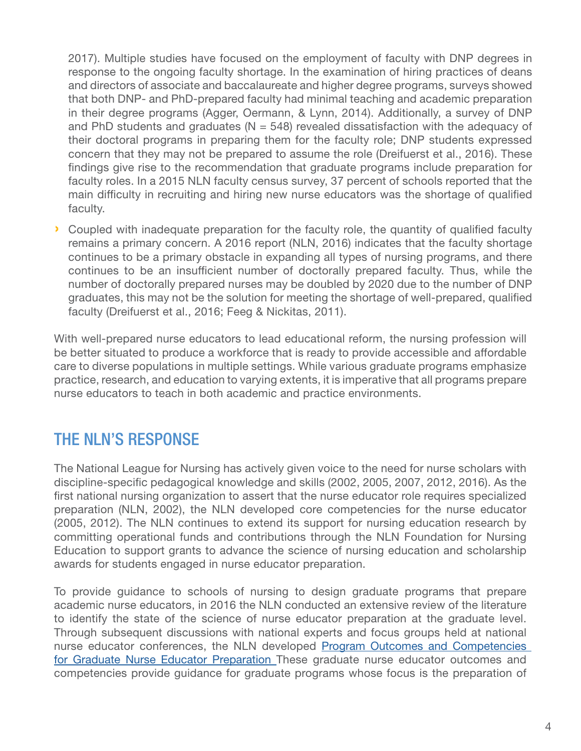2017). Multiple studies have focused on the employment of faculty with DNP degrees in response to the ongoing faculty shortage. In the examination of hiring practices of deans and directors of associate and baccalaureate and higher degree programs, surveys showed that both DNP- and PhD-prepared faculty had minimal teaching and academic preparation in their degree programs (Agger, Oermann, & Lynn, 2014). Additionally, a survey of DNP and PhD students and graduates (N = 548) revealed dissatisfaction with the adequacy of their doctoral programs in preparing them for the faculty role; DNP students expressed concern that they may not be prepared to assume the role (Dreifuerst et al., 2016). These findings give rise to the recommendation that graduate programs include preparation for faculty roles. In a 2015 NLN faculty census survey, 37 percent of schools reported that the main difficulty in recruiting and hiring new nurse educators was the shortage of qualified faculty.

- Coupled with inadequate preparation for the faculty role, the quantity of qualified faculty remains a primary concern. A 2016 report (NLN, 2016) indicates that the faculty shortage continues to be a primary obstacle in expanding all types of nursing programs, and there continues to be an insufficient number of doctorally prepared faculty. Thus, while the number of doctorally prepared nurses may be doubled by 2020 due to the number of DNP graduates, this may not be the solution for meeting the shortage of well-prepared, qualified faculty (Dreifuerst et al., 2016; Feeg & Nickitas, 2011).

With well-prepared nurse educators to lead educational reform, the nursing profession will be better situated to produce a workforce that is ready to provide accessible and affordable care to diverse populations in multiple settings. While various graduate programs emphasize practice, research, and education to varying extents, it is imperative that all programs prepare nurse educators to teach in both academic and practice environments.

## THE NLN'S RESPONSE

The National League for Nursing has actively given voice to the need for nurse scholars with discipline-specific pedagogical knowledge and skills (2002, 2005, 2007, 2012, 2016). As the first national nursing organization to assert that the nurse educator role requires specialized preparation (NLN, 2002), the NLN developed core competencies for the nurse educator (2005, 2012). The NLN continues to extend its support for nursing education research by committing operational funds and contributions through the NLN Foundation for Nursing Education to support grants to advance the science of nursing education and scholarship awards for students engaged in nurse educator preparation.

To provide guidance to schools of nursing to design graduate programs that prepare academic nurse educators, in 2016 the NLN conducted an extensive review of the literature to identify the state of the science of nurse educator preparation at the graduate level. Through subsequent discussions with national experts and focus groups held at national nurse educator conferences, the NLN developed [Program Outcomes and Competencies for Graduate Nurse Educator Preparation]() These graduate nurse educator outcomes and competencies provide guidance for graduate programs whose focus is the preparation of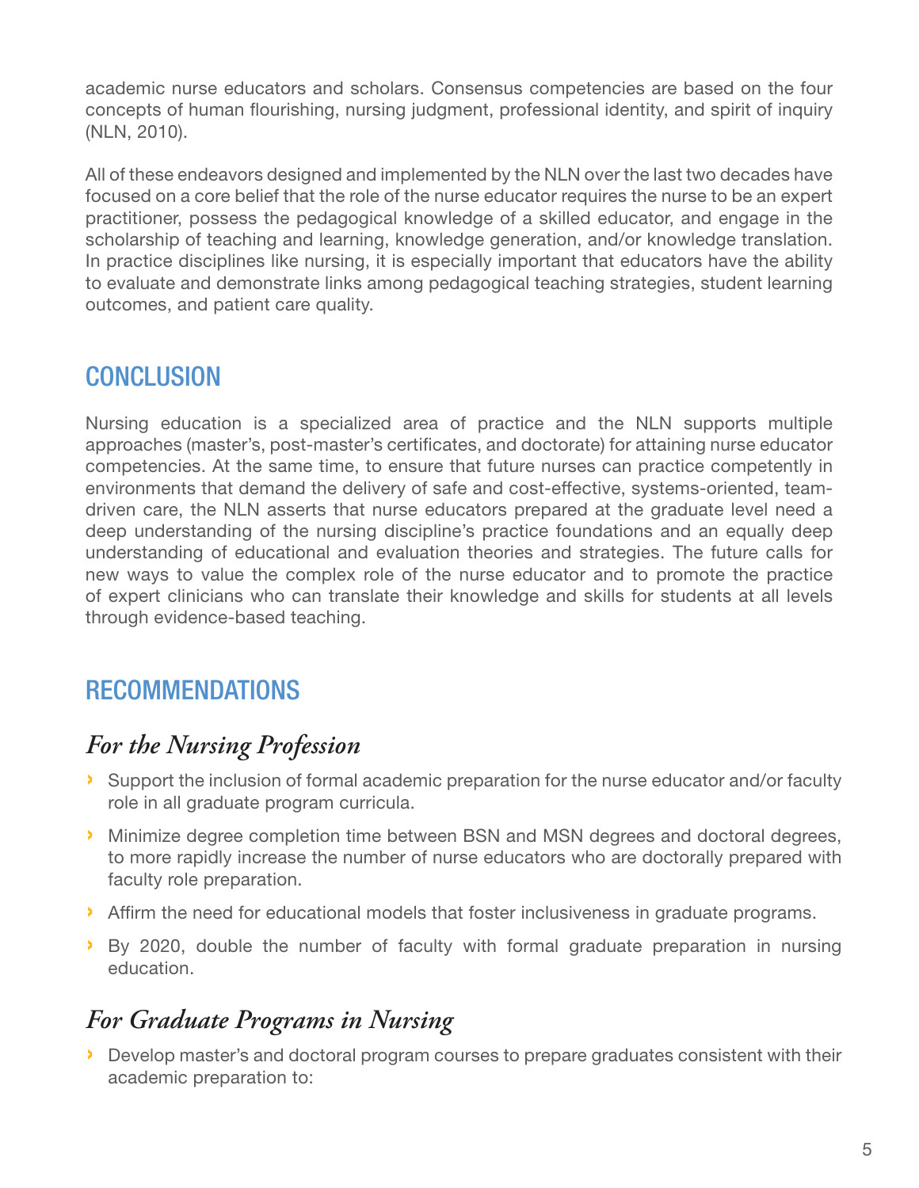academic nurse educators and scholars. Consensus competencies are based on the four concepts of human flourishing, nursing judgment, professional identity, and spirit of inquiry (NLN, 2010).

All of these endeavors designed and implemented by the NLN over the last two decades have focused on a core belief that the role of the nurse educator requires the nurse to be an expert practitioner, possess the pedagogical knowledge of a skilled educator, and engage in the scholarship of teaching and learning, knowledge generation, and/or knowledge translation. In practice disciplines like nursing, it is especially important that educators have the ability to evaluate and demonstrate links among pedagogical teaching strategies, student learning outcomes, and patient care quality.

## CONCLUSION

Nursing education is a specialized area of practice and the NLN supports multiple approaches (master's, post-master's certificates, and doctorate) for attaining nurse educator competencies. At the same time, to ensure that future nurses can practice competently in environments that demand the delivery of safe and cost-effective, systems-oriented, team-driven care, the NLN asserts that nurse educators prepared at the graduate level need a deep understanding of the nursing discipline's practice foundations and an equally deep understanding of educational and evaluation theories and strategies. The future calls for new ways to value the complex role of the nurse educator and to promote the practice of expert clinicians who can translate their knowledge and skills for students at all levels through evidence-based teaching.

## RECOMMENDATIONS

### *For the Nursing Profession*

- Support the inclusion of formal academic preparation for the nurse educator and/or faculty role in all graduate program curricula.
- Minimize degree completion time between BSN and MSN degrees and doctoral degrees, to more rapidly increase the number of nurse educators who are doctorally prepared with faculty role preparation.
- Affirm the need for educational models that foster inclusiveness in graduate programs.
- By 2020, double the number of faculty with formal graduate preparation in nursing education.

### *For Graduate Programs in Nursing*

- Develop master's and doctoral program courses to prepare graduates consistent with their academic preparation to: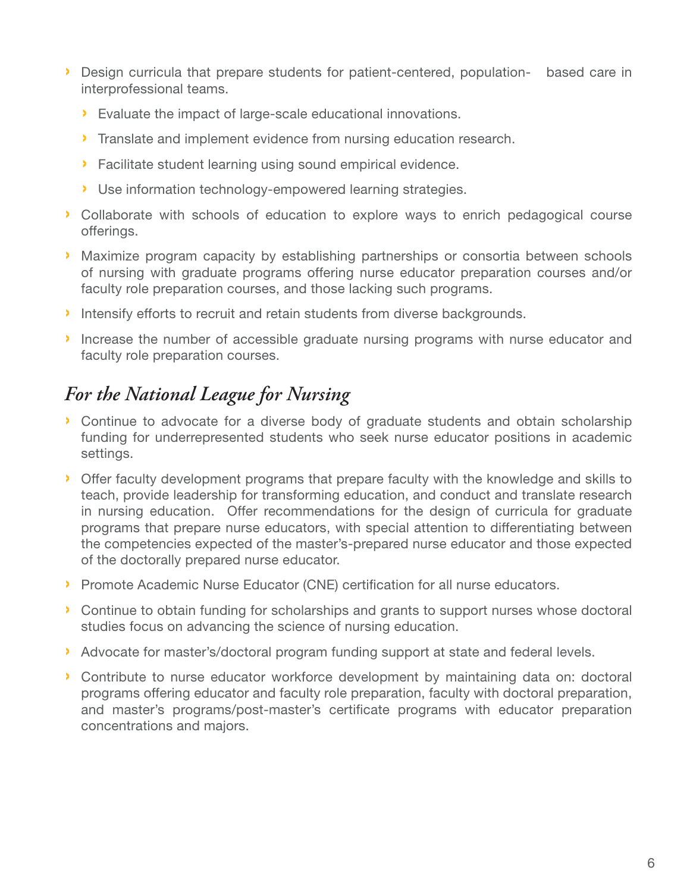- Design curricula that prepare students for patient-centered, population- based care in interprofessional teams.
  - Evaluate the impact of large-scale educational innovations.
  - Translate and implement evidence from nursing education research.
  - Facilitate student learning using sound empirical evidence.
  - Use information technology-empowered learning strategies.
- Collaborate with schools of education to explore ways to enrich pedagogical course offerings.
- Maximize program capacity by establishing partnerships or consortia between schools of nursing with graduate programs offering nurse educator preparation courses and/or faculty role preparation courses, and those lacking such programs.
- Intensify efforts to recruit and retain students from diverse backgrounds.
- Increase the number of accessible graduate nursing programs with nurse educator and faculty role preparation courses.

## *For the National League for Nursing*

- Continue to advocate for a diverse body of graduate students and obtain scholarship funding for underrepresented students who seek nurse educator positions in academic settings.
- Offer faculty development programs that prepare faculty with the knowledge and skills to teach, provide leadership for transforming education, and conduct and translate research in nursing education. Offer recommendations for the design of curricula for graduate programs that prepare nurse educators, with special attention to differentiating between the competencies expected of the master's-prepared nurse educator and those expected of the doctorally prepared nurse educator.
- Promote Academic Nurse Educator (CNE) certification for all nurse educators.
- Continue to obtain funding for scholarships and grants to support nurses whose doctoral studies focus on advancing the science of nursing education.
- Advocate for master's/doctoral program funding support at state and federal levels.
- Contribute to nurse educator workforce development by maintaining data on: doctoral programs offering educator and faculty role preparation, faculty with doctoral preparation, and master's programs/post-master's certificate programs with educator preparation concentrations and majors.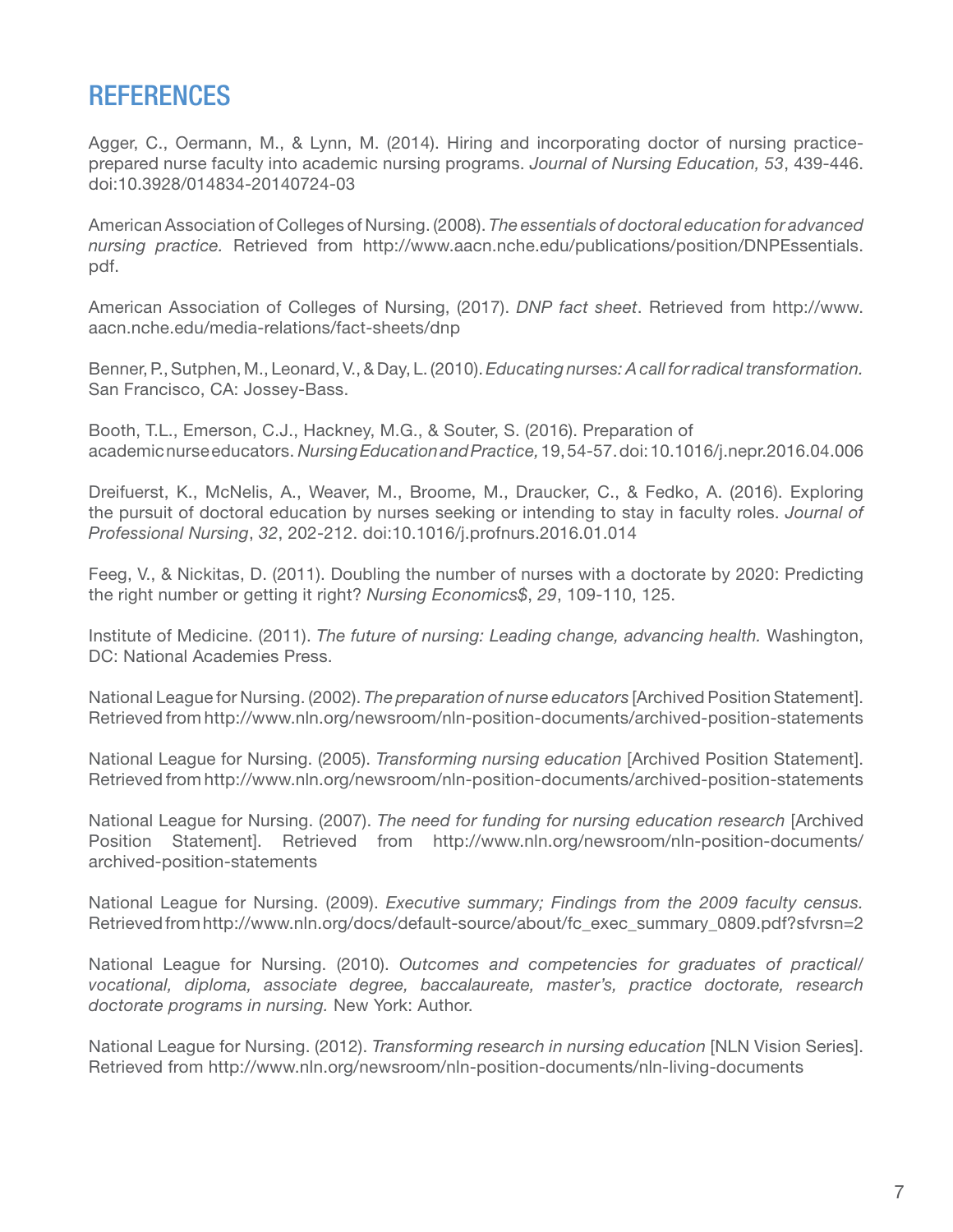# REFERENCES

Agger, C., Oermann, M., & Lynn, M. (2014). Hiring and incorporating doctor of nursing practice-prepared nurse faculty into academic nursing programs. *Journal of Nursing Education, 53*, 439-446. doi:10.3928/014834-20140724-03

American Association of Colleges of Nursing. (2008). *The essentials of doctoral education for advanced nursing practice.* Retrieved from http://www.aacn.nche.edu/publications/position/DNPEssentials.pdf.

American Association of Colleges of Nursing, (2017). *DNP fact sheet*. Retrieved from http://www.aacn.nche.edu/media-relations/fact-sheets/dnp

Benner, P., Sutphen, M., Leonard, V., & Day, L. (2010). *Educating nurses: A call for radical transformation.* San Francisco, CA: Jossey-Bass.

Booth, T.L., Emerson, C.J., Hackney, M.G., & Souter, S. (2016). Preparation of academic nurse educators. *Nursing Education and Practice,* 19, 54-57. doi: 10.1016/j.nepr.2016.04.006

Dreifuerst, K., McNelis, A., Weaver, M., Broome, M., Draucker, C., & Fedko, A. (2016). Exploring the pursuit of doctoral education by nurses seeking or intending to stay in faculty roles. *Journal of Professional Nursing*, *32*, 202-212. doi:10.1016/j.profnurs.2016.01.014

Feeg, V., & Nickitas, D. (2011). Doubling the number of nurses with a doctorate by 2020: Predicting the right number or getting it right? *Nursing Economics$*, *29*, 109-110, 125.

Institute of Medicine. (2011). *The future of nursing: Leading change, advancing health.* Washington, DC: National Academies Press.

National League for Nursing. (2002). *The preparation of nurse educators* [Archived Position Statement]. Retrieved from http://www.nln.org/newsroom/nln-position-documents/archived-position-statements

National League for Nursing. (2005). *Transforming nursing education* [Archived Position Statement]. Retrieved from http://www.nln.org/newsroom/nln-position-documents/archived-position-statements

National League for Nursing. (2007). *The need for funding for nursing education research* [Archived Position Statement]. Retrieved from http://www.nln.org/newsroom/nln-position-documents/archived-position-statements

National League for Nursing. (2009). *Executive summary; Findings from the 2009 faculty census.* Retrieved from http://www.nln.org/docs/default-source/about/fc_exec_summary_0809.pdf?sfvrsn=2

National League for Nursing. (2010). *Outcomes and competencies for graduates of practical/vocational, diploma, associate degree, baccalaureate, master's, practice doctorate, research doctorate programs in nursing.* New York: Author.

National League for Nursing. (2012). *Transforming research in nursing education* [NLN Vision Series]. Retrieved from http://www.nln.org/newsroom/nln-position-documents/nln-living-documents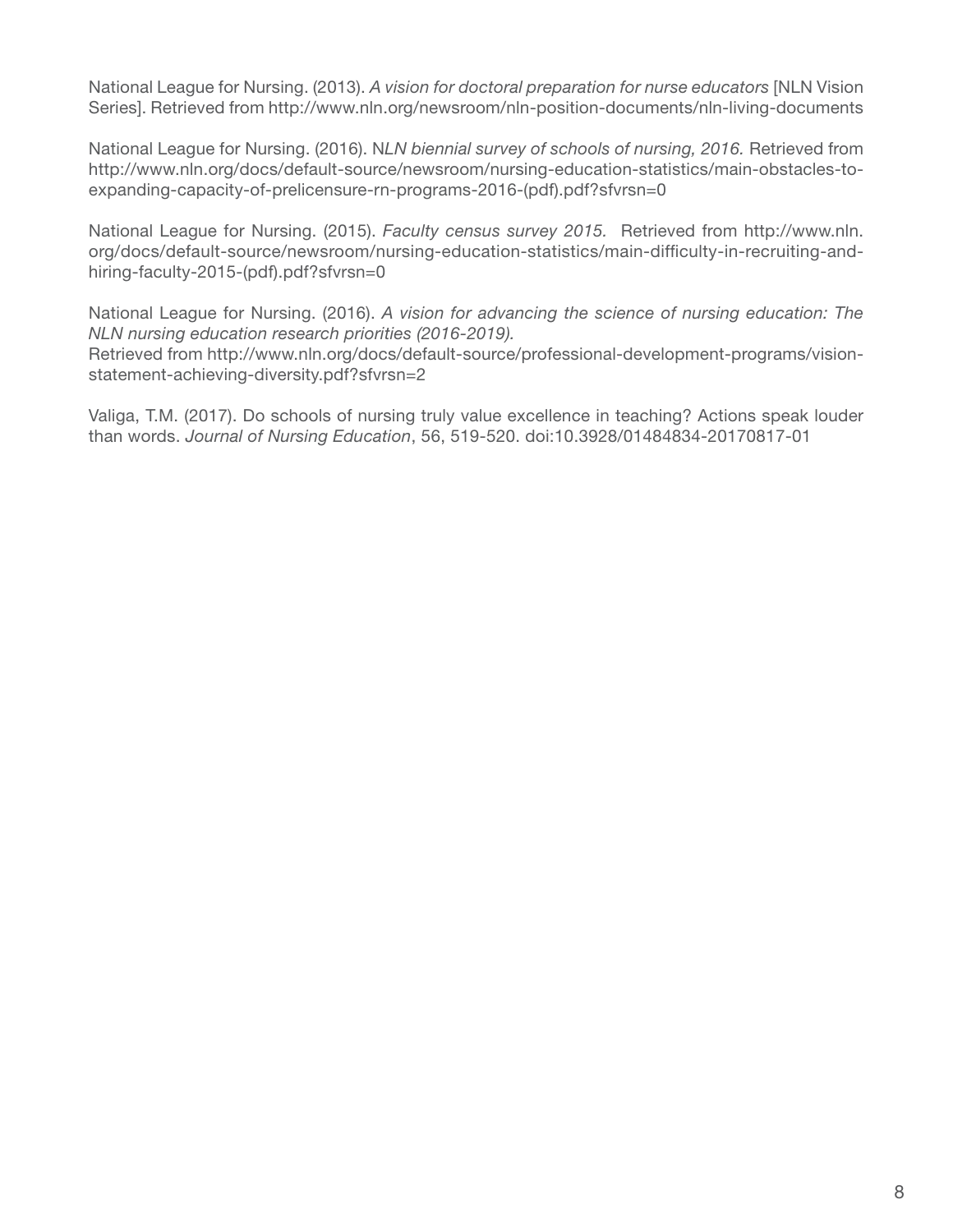National League for Nursing. (2013). *A vision for doctoral preparation for nurse educators* [NLN Vision Series]. Retrieved from http://www.nln.org/newsroom/nln-position-documents/nln-living-documents

National League for Nursing. (2016). N*LN biennial survey of schools of nursing, 2016.* Retrieved from http://www.nln.org/docs/default-source/newsroom/nursing-education-statistics/main-obstacles-to-expanding-capacity-of-prelicensure-rn-programs-2016-(pdf).pdf?sfvrsn=0

National League for Nursing. (2015). *Faculty census survey 2015.* Retrieved from http://www.nln.org/docs/default-source/newsroom/nursing-education-statistics/main-difficulty-in-recruiting-and-hiring-faculty-2015-(pdf).pdf?sfvrsn=0

National League for Nursing. (2016). *A vision for advancing the science of nursing education: The NLN nursing education research priorities (2016-2019).*
Retrieved from http://www.nln.org/docs/default-source/professional-development-programs/vision-statement-achieving-diversity.pdf?sfvrsn=2

Valiga, T.M. (2017). Do schools of nursing truly value excellence in teaching? Actions speak louder than words. *Journal of Nursing Education*, 56, 519-520. doi:10.3928/01484834-20170817-01